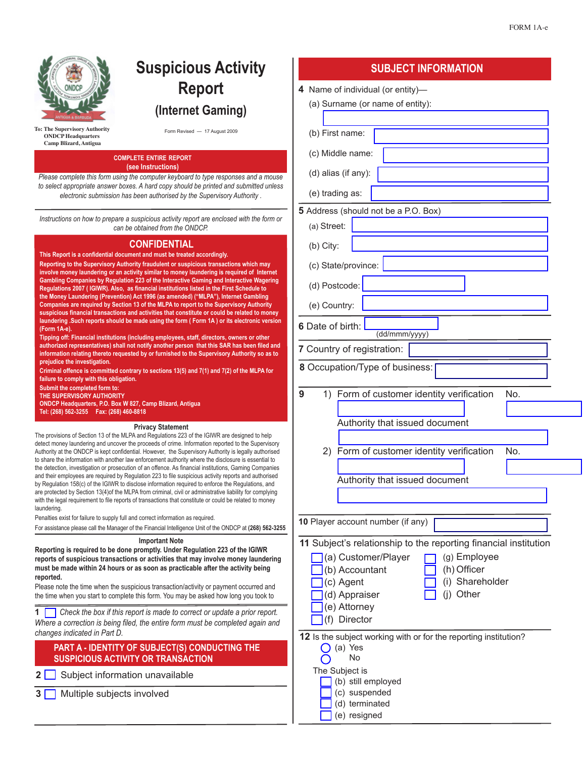FORM 1A-e

# Suspicious Activity Report

## (Internet Gaming)

To: The Supervisory Authority
ONDCP Headquarters
Camp Blizard, Antigua

Form Revised — 17 August 2009

**COMPLETE ENTIRE REPORT**
**(see Instructions)**

*Please complete this form using the computer keyboard to type responses and a mouse to select appropriate answer boxes. A hard copy should be printed and submitted unless electronic submission has been authorised by the Supervisory Authority .*

*Instructions on how to prepare a suspicious activity report are enclosed with the form or can be obtained from the ONDCP.*

## CONFIDENTIAL

**This Report is a confidential document and must be treated accordingly.**

**Reporting to the Supervisory Authority fraudulent or suspicious transactions which may involve money laundering or an activity similar to money laundering is required of Internet Gambling Companies by Regulation 223 of the Interactive Gaming and Interactive Wagering Regulations 2007 ( IGIWR). Also, as financial institutions listed in the First Schedule to the Money Laundering (Prevention) Act 1996 (as amended) ("MLPA"), Internet Gambling Companies are required by Section 13 of the MLPA to report to the Supervisory Authority suspicious financial transactions and activities that constitute or could be related to money laundering .Such reports should be made using the form ( Form 1A ) or its electronic version (Form 1A-e).**

**Tipping off: Financial institutions (including employees, staff, directors, owners or other authorized representatives) shall not notify another person that this SAR has been filed and information relating thereto requested by or furnished to the Supervisory Authority so as to prejudice the investigation.**

**Criminal offence is committed contrary to sections 13(5) and 7(1) and 7(2) of the MLPA for failure to comply with this obligation.**

**Submit the completed form to:**
**THE SUPERVISORY AUTHORITY**
**ONDCP Headquarters, P.O. Box W 827, Camp Blizard, Antigua**
**Tel: (268) 562-3255 Fax: (268) 460-8818**

### Privacy Statement

The provisions of Section 13 of the MLPA and Regulations 223 of the IGIWR are designed to help detect money laundering and uncover the proceeds of crime. Information reported to the Supervisory Authority at the ONDCP is kept confidential. However, the Supervisory Authority is legally authorised to share the information with another law enforcement authority where the disclosure is essential to the detection, investigation or prosecution of an offence. As financial institutions, Gaming Companies and their employees are required by Regulation 223 to file suspicious activity reports and authorised by Regulation 158(c) of the IGIWR to disclose information required to enforce the Regulations, and are protected by Section 13(4)of the MLPA from criminal, civil or administrative liability for complying with the legal requirement to file reports of transactions that constitute or could be related to money laundering.

Penalties exist for failure to supply full and correct information as required.

For assistance please call the Manager of the Financial Intelligence Unit of the ONDCP at **(268) 562-3255**

### Important Note

**Reporting is required to be done promptly. Under Regulation 223 of the IGIWR reports of suspicious transactions or activities that may involve money laundering must be made within 24 hours or as soon as practicable after the activity being reported.**

Please note the time when the suspicious transaction/activity or payment occurred and the time when you start to complete this form. You may be asked how long you took to

**1** ☐ *Check the box if this report is made to correct or update a prior report. Where a correction is being filed, the entire form must be completed again and changes indicated in Part D.*

## PART A - IDENTITY OF SUBJECT(S) CONDUCTING THE SUSPICIOUS ACTIVITY OR TRANSACTION

**2** ☐ Subject information unavailable

**3** ☐ Multiple subjects involved

## SUBJECT INFORMATION

**4** Name of individual (or entity)—

(a) Surname (or name of entity):

(b) First name:

(c) Middle name:

(d) alias (if any):

(e) trading as:

**5** Address (should not be a P.O. Box)

(a) Street:

(b) City:

(c) State/province:

(d) Postcode:

(e) Country:

**6** Date of birth: (dd/mmm/yyyy)

**7** Country of registration:

**8** Occupation/Type of business:

**9**
1) Form of customer identity verification No.
Authority that issued document

2) Form of customer identity verification No.
Authority that issued document

**10** Player account number (if any)

**11** Subject's relationship to the reporting financial institution

- ☐ (a) Customer/Player
- ☐ (b) Accountant
- ☐ (c) Agent
- ☐ (d) Appraiser
- ☐ (e) Attorney
- ☐ (f) Director
- ☐ (g) Employee
- ☐ (h) Officer
- ☐ (i) Shareholder
- ☐ (j) Other

**12** Is the subject working with or for the reporting institution?

- ◯ (a) Yes
- ◯ No

The Subject is

- ☐ (b) still employed
- ☐ (c) suspended
- ☐ (d) terminated
- ☐ (e) resigned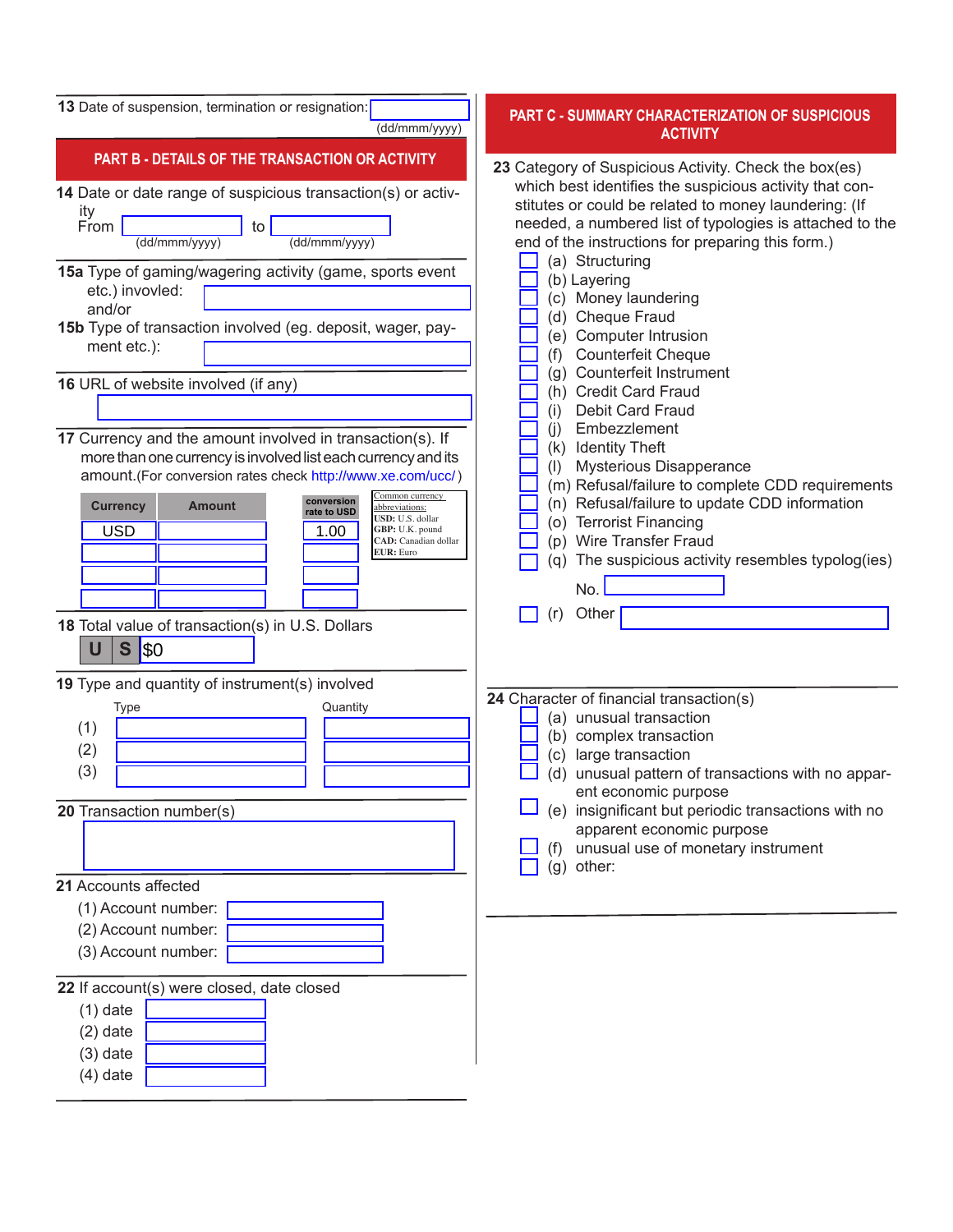**13** Date of suspension, termination or resignation: ____________ (dd/mmm/yyyy)

## PART B - DETAILS OF THE TRANSACTION OR ACTIVITY

**14** Date or date range of suspicious transaction(s) or activity

From ____________ (dd/mmm/yyyy) to ____________ (dd/mmm/yyyy)

**15a** Type of gaming/wagering activity (game, sports event etc.) invovled: ____________

and/or

**15b** Type of transaction involved (eg. deposit, wager, payment etc.): ____________

**16** URL of website involved (if any)

____________

**17** Currency and the amount involved in transaction(s). If more than one currency is involved list each currency and its amount.(For conversion rates check http://www.xe.com/ucc/ )

| Currency | Amount | conversion rate to USD |
|---|---|---|
| USD | | 1.00 |
| | | |
| | | |
| | | |

Common currency abbreviations:
**USD:** U.S. dollar
**GBP:** U.K. pound
**CAD:** Canadian dollar
**EUR:** Euro

**18** Total value of transaction(s) in U.S. Dollars

US $0

**19** Type and quantity of instrument(s) involved

| | Type | Quantity |
|---|---|---|
| (1) | | |
| (2) | | |
| (3) | | |

**20** Transaction number(s)

____________

**21** Accounts affected

(1) Account number: ____________
(2) Account number: ____________
(3) Account number: ____________

**22** If account(s) were closed, date closed

(1) date ____________
(2) date ____________
(3) date ____________
(4) date ____________

## PART C - SUMMARY CHARACTERIZATION OF SUSPICIOUS ACTIVITY

**23** Category of Suspicious Activity. Check the box(es) which best identifies the suspicious activity that constitutes or could be related to money laundering: (If needed, a numbered list of typologies is attached to the end of the instructions for preparing this form.)

- ☐ (a) Structuring
- ☐ (b) Layering
- ☐ (c) Money laundering
- ☐ (d) Cheque Fraud
- ☐ (e) Computer Intrusion
- ☐ (f) Counterfeit Cheque
- ☐ (g) Counterfeit Instrument
- ☐ (h) Credit Card Fraud
- ☐ (i) Debit Card Fraud
- ☐ (j) Embezzlement
- ☐ (k) Identity Theft
- ☐ (l) Mysterious Disapperance
- ☐ (m) Refusal/failure to complete CDD requirements
- ☐ (n) Refusal/failure to update CDD information
- ☐ (o) Terrorist Financing
- ☐ (p) Wire Transfer Fraud
- ☐ (q) The suspicious activity resembles typolog(ies) No. ____________
- ☐ (r) Other ____________

**24** Character of financial transaction(s)

- ☐ (a) unusual transaction
- ☐ (b) complex transaction
- ☐ (c) large transaction
- ☐ (d) unusual pattern of transactions with no apparent economic purpose
- ☐ (e) insignificant but periodic transactions with no apparent economic purpose
- ☐ (f) unusual use of monetary instrument
- ☐ (g) other: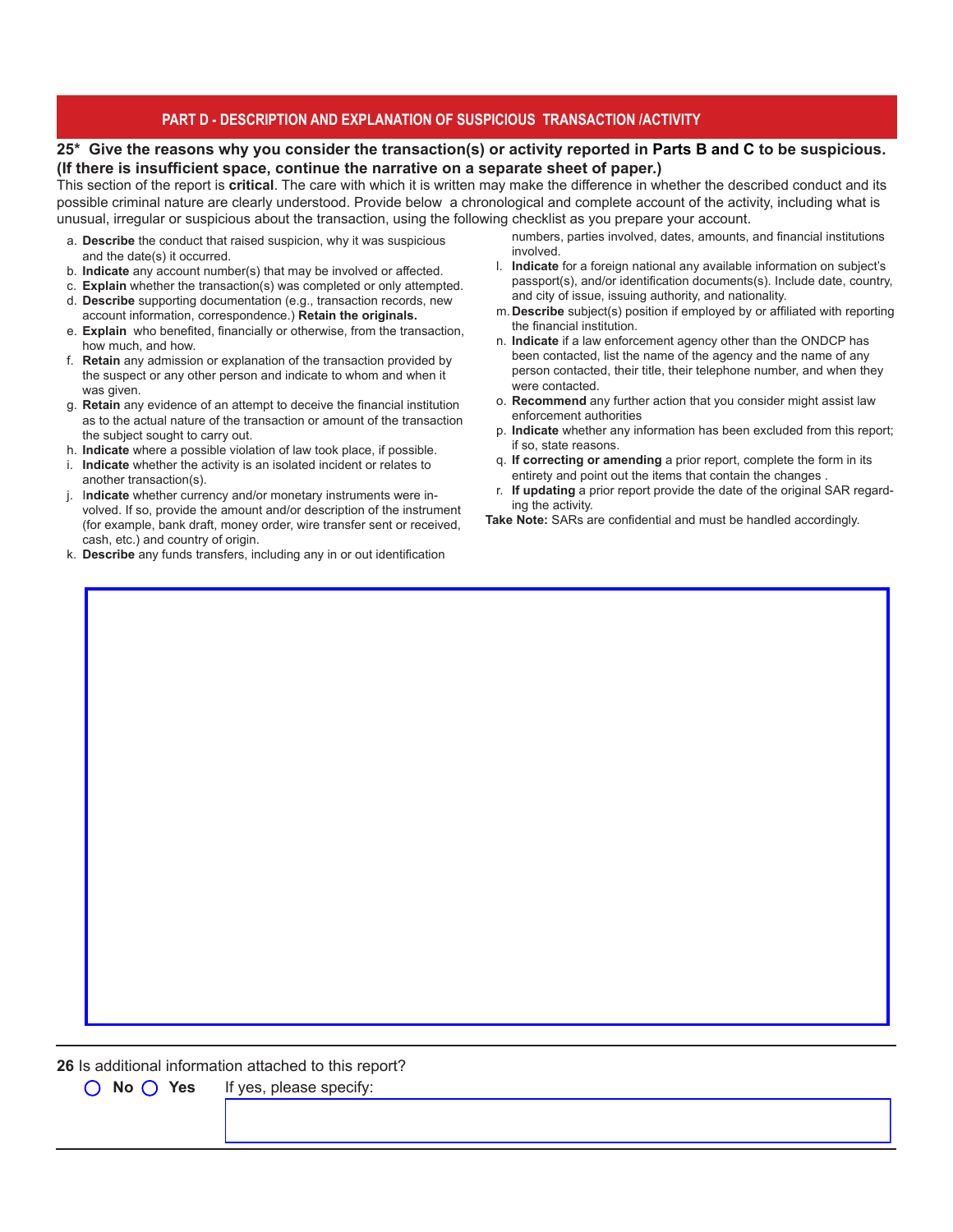## PART D - DESCRIPTION AND EXPLANATION OF SUSPICIOUS TRANSACTION /ACTIVITY

**25* Give the reasons why you consider the transaction(s) or activity reported in Parts B and C to be suspicious. (If there is insufficient space, continue the narrative on a separate sheet of paper.)**

This section of the report is **critical**. The care with which it is written may make the difference in whether the described conduct and its possible criminal nature are clearly understood. Provide below a chronological and complete account of the activity, including what is unusual, irregular or suspicious about the transaction, using the following checklist as you prepare your account.

a. **Describe** the conduct that raised suspicion, why it was suspicious and the date(s) it occurred.
b. **Indicate** any account number(s) that may be involved or affected.
c. **Explain** whether the transaction(s) was completed or only attempted.
d. **Describe** supporting documentation (e.g., transaction records, new account information, correspondence.) **Retain the originals.**
e. **Explain** who benefited, financially or otherwise, from the transaction, how much, and how.
f. **Retain** any admission or explanation of the transaction provided by the suspect or any other person and indicate to whom and when it was given.
g. **Retain** any evidence of an attempt to deceive the financial institution as to the actual nature of the transaction or amount of the transaction the subject sought to carry out.
h. **Indicate** where a possible violation of law took place, if possible.
i. **Indicate** whether the activity is an isolated incident or relates to another transaction(s).
j. **Indicate** whether currency and/or monetary instruments were involved. If so, provide the amount and/or description of the instrument (for example, bank draft, money order, wire transfer sent or received, cash, etc.) and country of origin.
k. **Describe** any funds transfers, including any in or out identification numbers, parties involved, dates, amounts, and financial institutions involved.
l. **Indicate** for a foreign national any available information on subject's passport(s), and/or identification documents(s). Include date, country, and city of issue, issuing authority, and nationality.
m. **Describe** subject(s) position if employed by or affiliated with reporting the financial institution.
n. **Indicate** if a law enforcement agency other than the ONDCP has been contacted, list the name of the agency and the name of any person contacted, their title, their telephone number, and when they were contacted.
o. **Recommend** any further action that you consider might assist law enforcement authorities
p. **Indicate** whether any information has been excluded from this report; if so, state reasons.
q. **If correcting or amending** a prior report, complete the form in its entirety and point out the items that contain the changes .
r. **If updating** a prior report provide the date of the original SAR regarding the activity.

**Take Note:** SARs are confidential and must be handled accordingly.

**26** Is additional information attached to this report?

◯ **No** ◯ **Yes** If yes, please specify: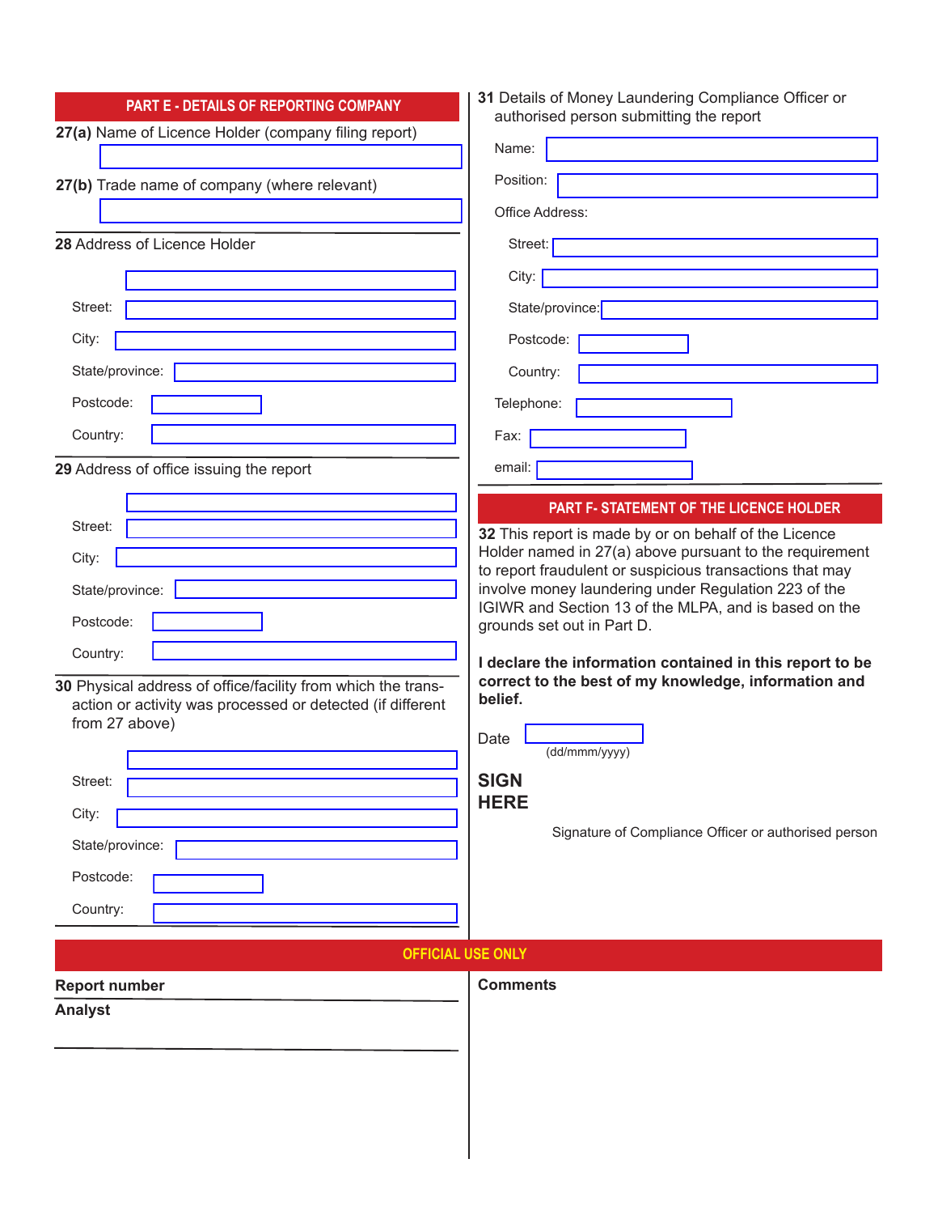## PART E - DETAILS OF REPORTING COMPANY

**27(a)** Name of Licence Holder (company filing report)

**27(b)** Trade name of company (where relevant)

**28** Address of Licence Holder

Street:

City:

State/province:

Postcode:

Country:

**29** Address of office issuing the report

Street:

City:

State/province:

Postcode:

Country:

**30** Physical address of office/facility from which the transaction or activity was processed or detected (if different from 27 above)

Street:

City:

State/province:

Postcode:

Country:

**31** Details of Money Laundering Compliance Officer or authorised person submitting the report

Name:

Position:

Office Address:

Street:

City:

State/province:

Postcode:

Country:

Telephone:

Fax:

email:

## PART F- STATEMENT OF THE LICENCE HOLDER

**32** This report is made by or on behalf of the Licence Holder named in 27(a) above pursuant to the requirement to report fraudulent or suspicious transactions that may involve money laundering under Regulation 223 of the IGIWR and Section 13 of the MLPA, and is based on the grounds set out in Part D.

**I declare the information contained in this report to be correct to the best of my knowledge, information and belief.**

Date (dd/mmm/yyyy)

**SIGN HERE**

Signature of Compliance Officer or authorised person

## OFFICIAL USE ONLY

**Report number**

**Analyst**

**Comments**